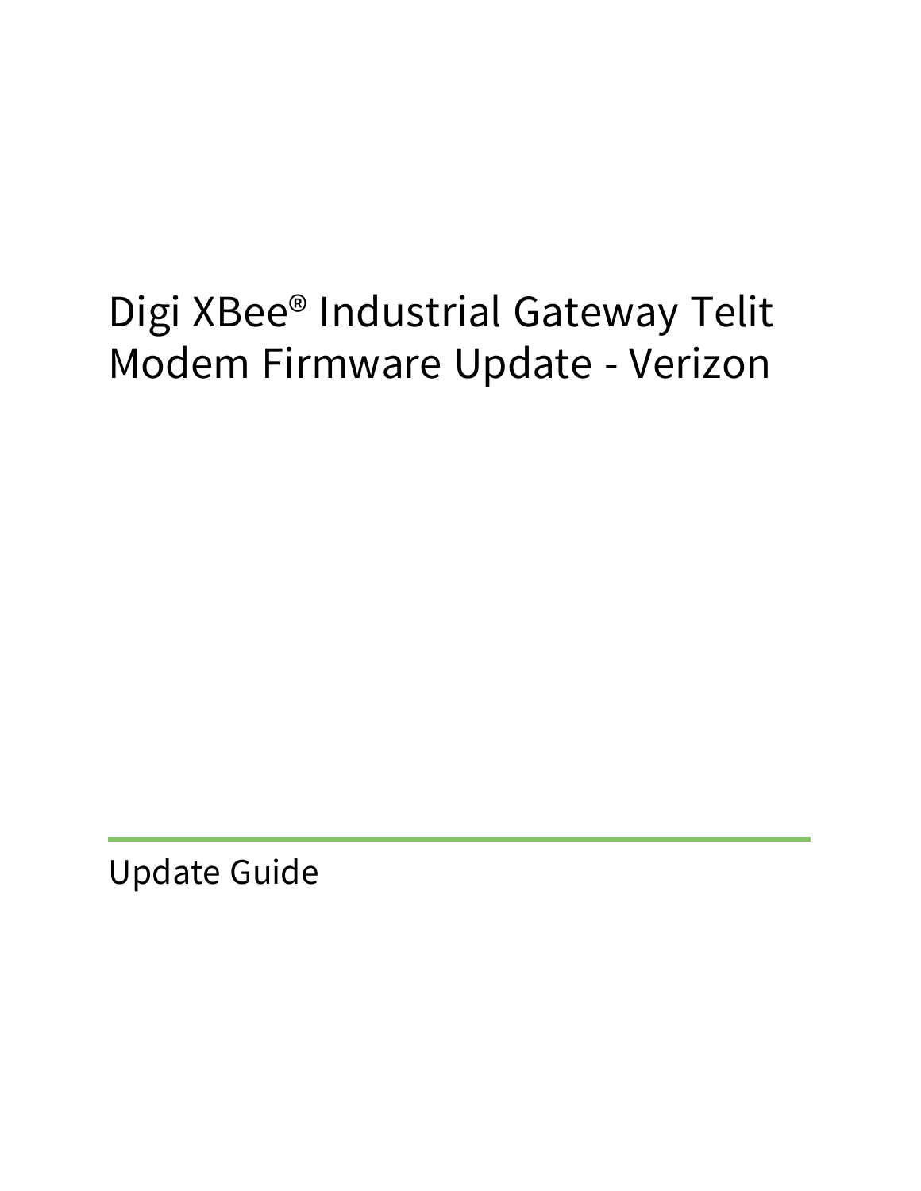# Digi XBee® Industrial Gateway Telit Modem Firmware Update - Verizon

## Update Guide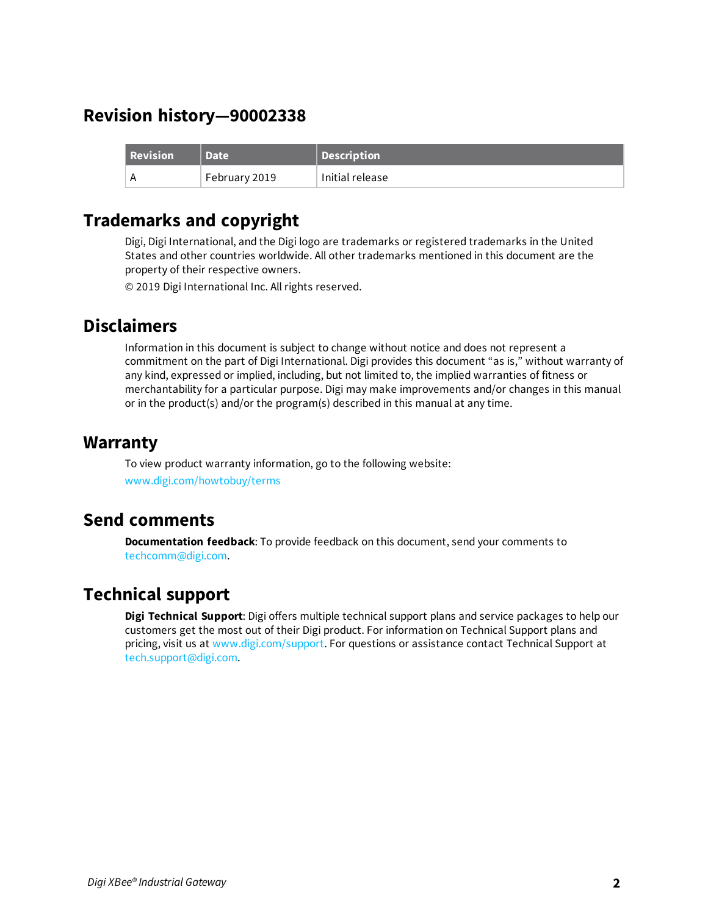# Revision history—90002338

| Revision | Date | Description |
| --- | --- | --- |
| A | February 2019 | Initial release |

# Trademarks and copyright

Digi, Digi International, and the Digi logo are trademarks or registered trademarks in the United States and other countries worldwide. All other trademarks mentioned in this document are the property of their respective owners.

© 2019 Digi International Inc. All rights reserved.

# Disclaimers

Information in this document is subject to change without notice and does not represent a commitment on the part of Digi International. Digi provides this document "as is," without warranty of any kind, expressed or implied, including, but not limited to, the implied warranties of fitness or merchantability for a particular purpose. Digi may make improvements and/or changes in this manual or in the product(s) and/or the program(s) described in this manual at any time.

# Warranty

To view product warranty information, go to the following website:

www.digi.com/howtobuy/terms

# Send comments

**Documentation feedback**: To provide feedback on this document, send your comments to techcomm@digi.com.

# Technical support

**Digi Technical Support**: Digi offers multiple technical support plans and service packages to help our customers get the most out of their Digi product. For information on Technical Support plans and pricing, visit us at www.digi.com/support. For questions or assistance contact Technical Support at tech.support@digi.com.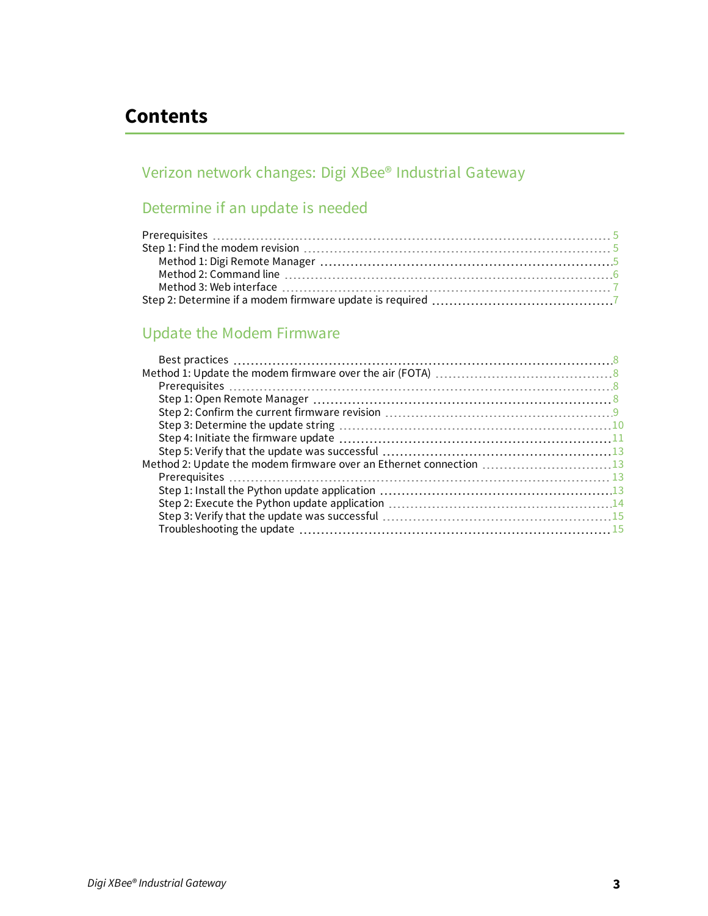# Contents

## Verizon network changes: Digi XBee® Industrial Gateway

## Determine if an update is needed

- Prerequisites ... 5
- Step 1: Find the modem revision ... 5
  - Method 1: Digi Remote Manager ... 5
  - Method 2: Command line ... 6
  - Method 3: Web interface ... 7
- Step 2: Determine if a modem firmware update is required ... 7

## Update the Modem Firmware

- Best practices ... 8
- Method 1: Update the modem firmware over the air (FOTA) ... 8
  - Prerequisites ... 8
  - Step 1: Open Remote Manager ... 8
  - Step 2: Confirm the current firmware revision ... 9
  - Step 3: Determine the update string ... 10
  - Step 4: Initiate the firmware update ... 11
  - Step 5: Verify that the update was successful ... 13
- Method 2: Update the modem firmware over an Ethernet connection ... 13
  - Prerequisites ... 13
  - Step 1: Install the Python update application ... 13
  - Step 2: Execute the Python update application ... 14
  - Step 3: Verify that the update was successful ... 15
  - Troubleshooting the update ... 15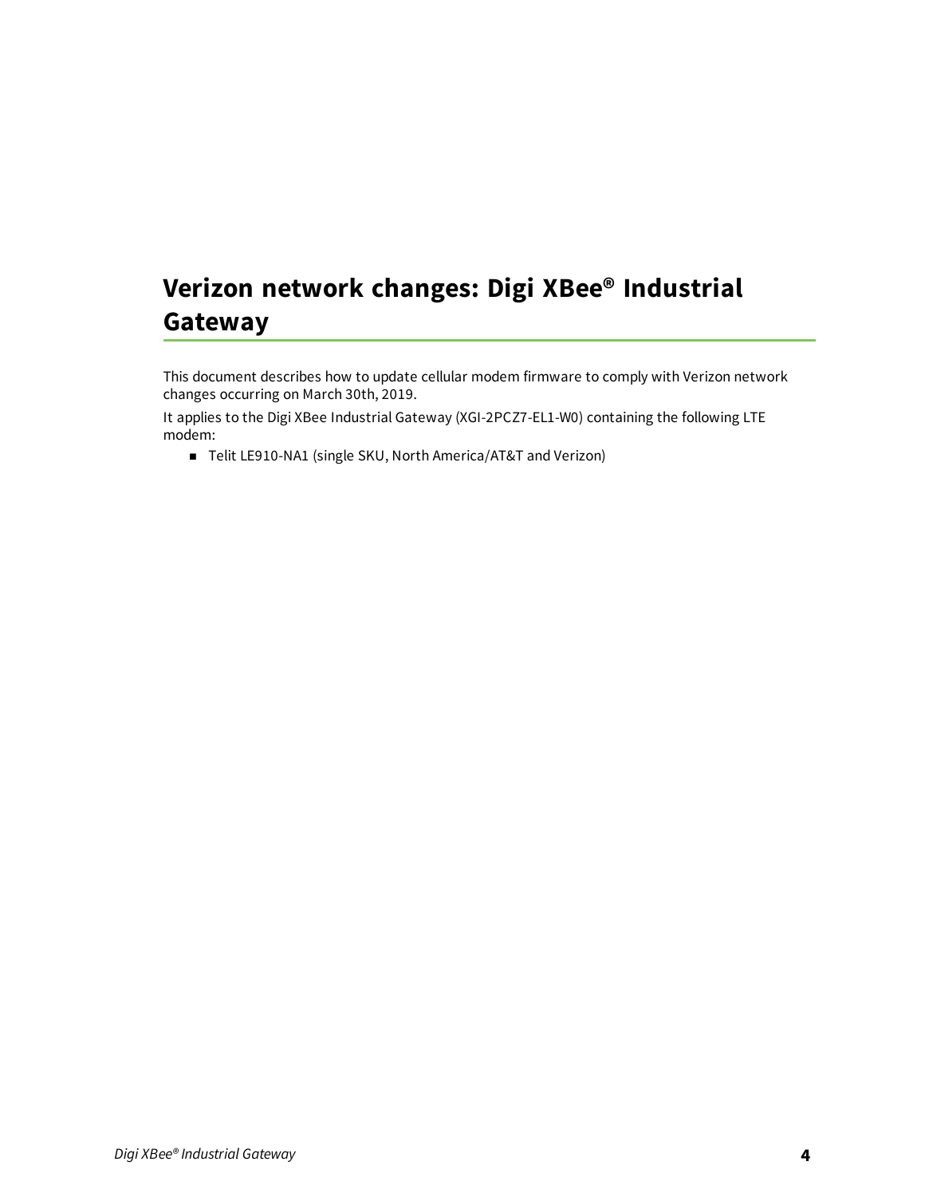# Verizon network changes: Digi XBee® Industrial Gateway

This document describes how to update cellular modem firmware to comply with Verizon network changes occurring on March 30th, 2019.

It applies to the Digi XBee Industrial Gateway (XGI-2PCZ7-EL1-W0) containing the following LTE modem:

- Telit LE910-NA1 (single SKU, North America/AT&T and Verizon)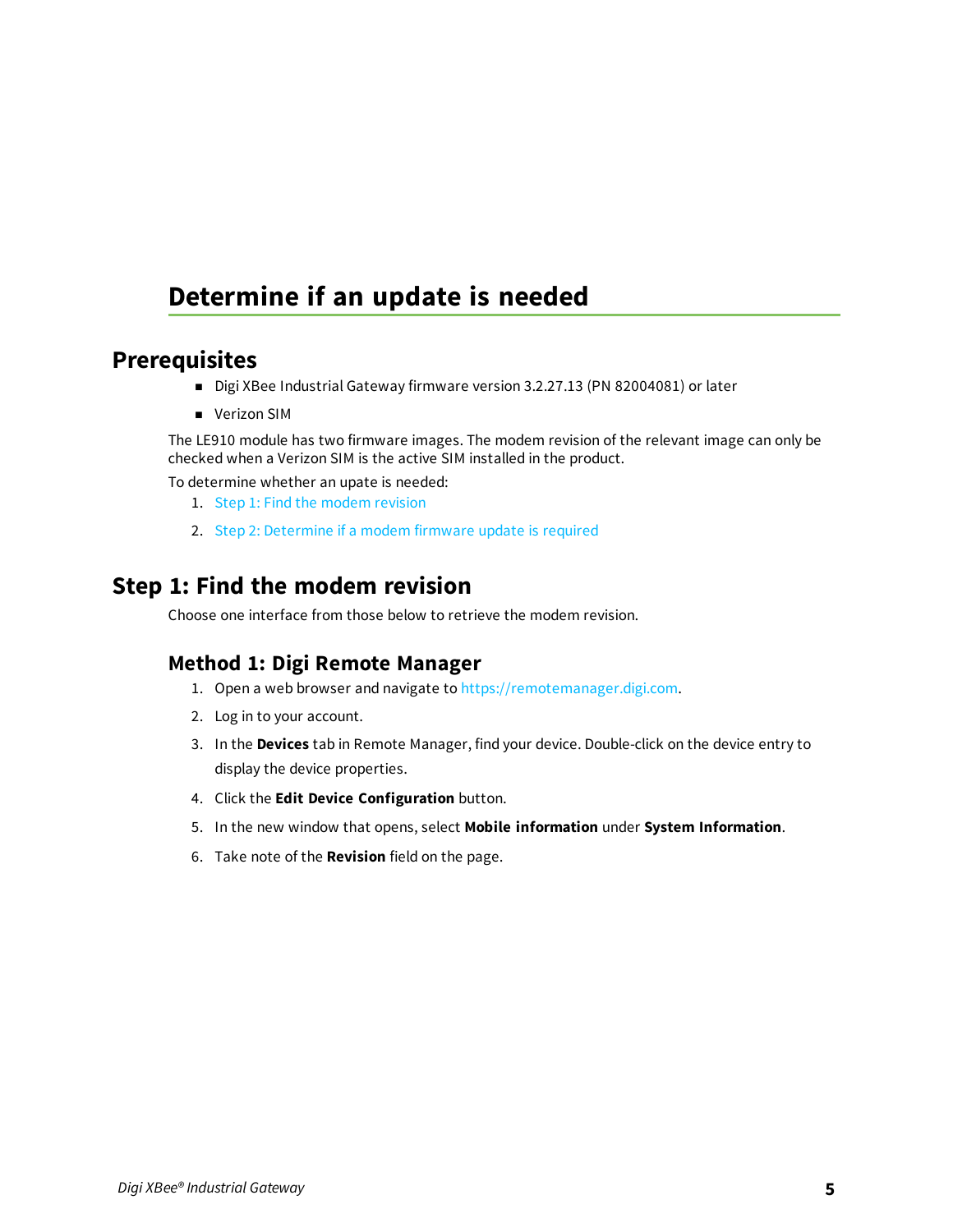# Determine if an update is needed

## Prerequisites

- Digi XBee Industrial Gateway firmware version 3.2.27.13 (PN 82004081) or later
- Verizon SIM

The LE910 module has two firmware images. The modem revision of the relevant image can only be checked when a Verizon SIM is the active SIM installed in the product.

To determine whether an upate is needed:

1. Step 1: Find the modem revision
2. Step 2: Determine if a modem firmware update is required

## Step 1: Find the modem revision

Choose one interface from those below to retrieve the modem revision.

### Method 1: Digi Remote Manager

1. Open a web browser and navigate to https://remotemanager.digi.com.
2. Log in to your account.
3. In the **Devices** tab in Remote Manager, find your device. Double-click on the device entry to display the device properties.
4. Click the **Edit Device Configuration** button.
5. In the new window that opens, select **Mobile information** under **System Information**.
6. Take note of the **Revision** field on the page.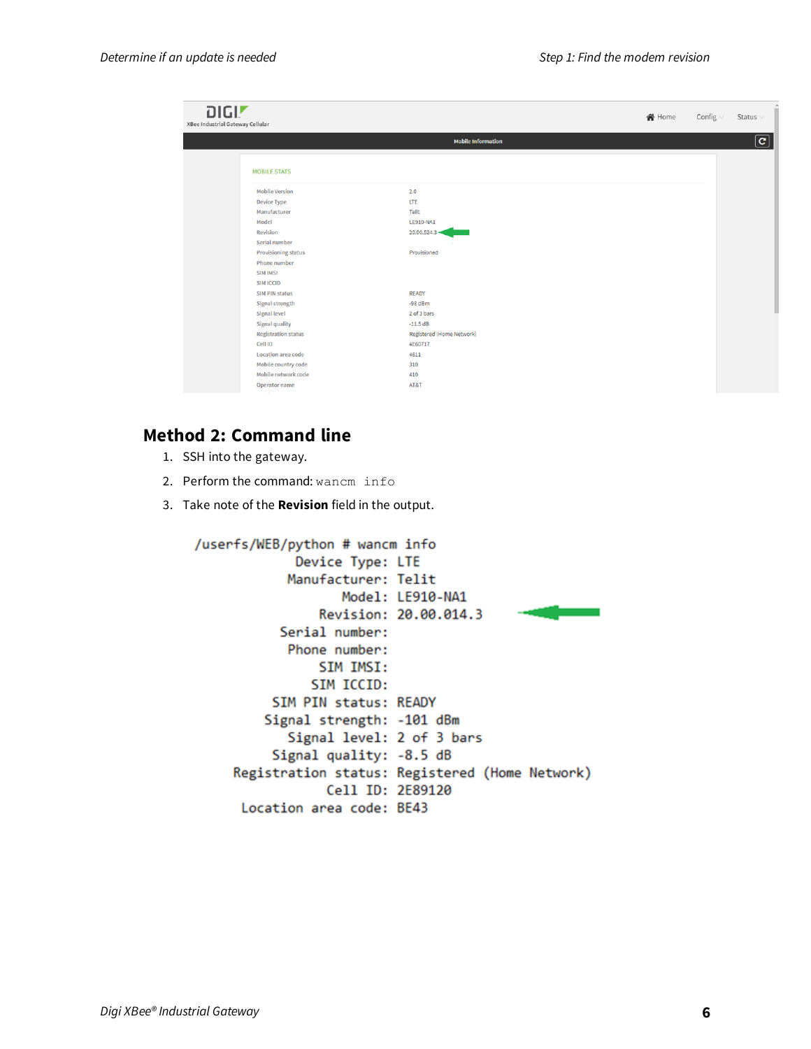## Method 2: Command line

1. SSH into the gateway.
2. Perform the command: `wancm info`
3. Take note of the **Revision** field in the output.

```
/userfs/WEB/python # wancm info
             Device Type: LTE
            Manufacturer: Telit
                   Model: LE910-NA1
                Revision: 20.00.014.3
           Serial number:
            Phone number:
                SIM IMSI:
               SIM ICCID:
          SIM PIN status: READY
         Signal strength: -101 dBm
            Signal level: 2 of 3 bars
          Signal quality: -8.5 dB
     Registration status: Registered (Home Network)
                 Cell ID: 2E89120
      Location area code: BE43
```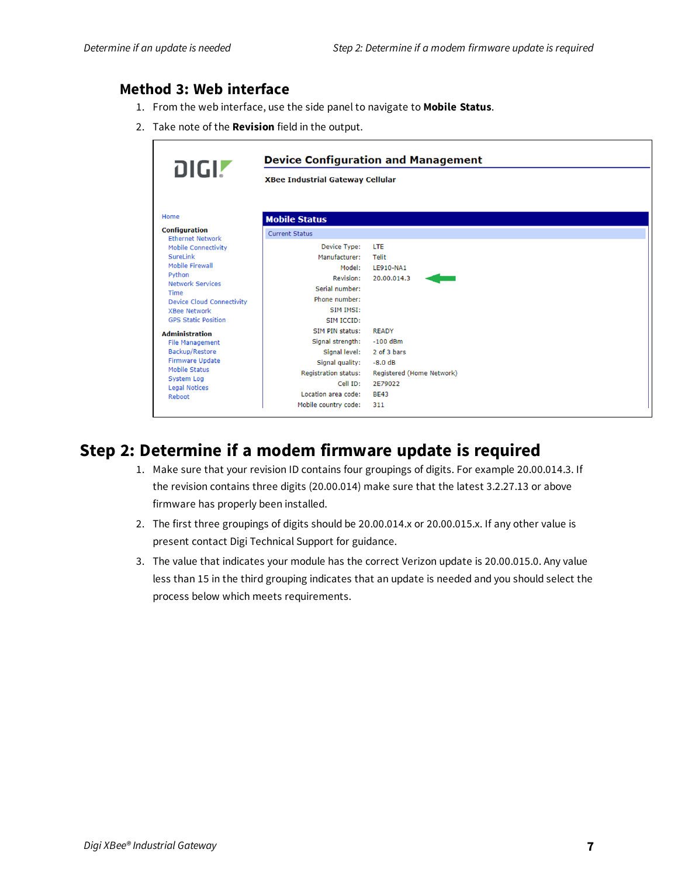### Method 3: Web interface

1. From the web interface, use the side panel to navigate to **Mobile Status**.
2. Take note of the **Revision** field in the output.

**DIGI**

**Device Configuration and Management**

**XBee Industrial Gateway Cellular**

Home

**Configuration**
- Ethernet Network
- Mobile Connectivity
- SureLink
- Mobile Firewall
- Python
- Network Services
- Time
- Device Cloud Connectivity
- XBee Network
- GPS Static Position

**Administration**
- File Management
- Backup/Restore
- Firmware Update
- Mobile Status
- System Log
- Legal Notices
- Reboot

**Mobile Status**

Current Status

| | |
|---|---|
| Device Type: | LTE |
| Manufacturer: | Telit |
| Model: | LE910-NA1 |
| Revision: | 20.00.014.3 |
| Serial number: | |
| Phone number: | |
| SIM IMSI: | |
| SIM ICCID: | |
| SIM PIN status: | READY |
| Signal strength: | -100 dBm |
| Signal level: | 2 of 3 bars |
| Signal quality: | -8.0 dB |
| Registration status: | Registered (Home Network) |
| Cell ID: | 2E79022 |
| Location area code: | BE43 |
| Mobile country code: | 311 |

## Step 2: Determine if a modem firmware update is required

1. Make sure that your revision ID contains four groupings of digits. For example 20.00.014.3. If the revision contains three digits (20.00.014) make sure that the latest 3.2.27.13 or above firmware has properly been installed.
2. The first three groupings of digits should be 20.00.014.x or 20.00.015.x. If any other value is present contact Digi Technical Support for guidance.
3. The value that indicates your module has the correct Verizon update is 20.00.015.0. Any value less than 15 in the third grouping indicates that an update is needed and you should select the process below which meets requirements.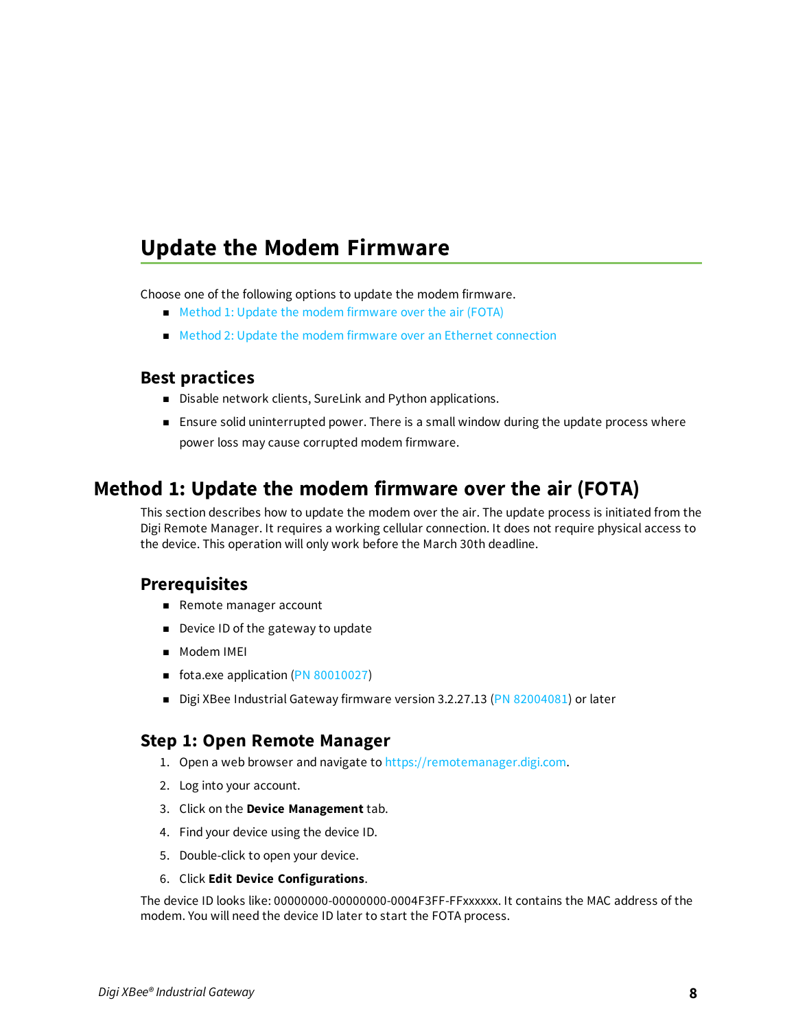# Update the Modem Firmware

Choose one of the following options to update the modem firmware.

- Method 1: Update the modem firmware over the air (FOTA)
- Method 2: Update the modem firmware over an Ethernet connection

### Best practices

- Disable network clients, SureLink and Python applications.
- Ensure solid uninterrupted power. There is a small window during the update process where power loss may cause corrupted modem firmware.

## Method 1: Update the modem firmware over the air (FOTA)

This section describes how to update the modem over the air. The update process is initiated from the Digi Remote Manager. It requires a working cellular connection. It does not require physical access to the device. This operation will only work before the March 30th deadline.

### Prerequisites

- Remote manager account
- Device ID of the gateway to update
- Modem IMEI
- fota.exe application (PN 80010027)
- Digi XBee Industrial Gateway firmware version 3.2.27.13 (PN 82004081) or later

### Step 1: Open Remote Manager

1. Open a web browser and navigate to https://remotemanager.digi.com.
2. Log into your account.
3. Click on the **Device Management** tab.
4. Find your device using the device ID.
5. Double-click to open your device.
6. Click **Edit Device Configurations**.

The device ID looks like: 00000000-00000000-0004F3FF-FFxxxxxx. It contains the MAC address of the modem. You will need the device ID later to start the FOTA process.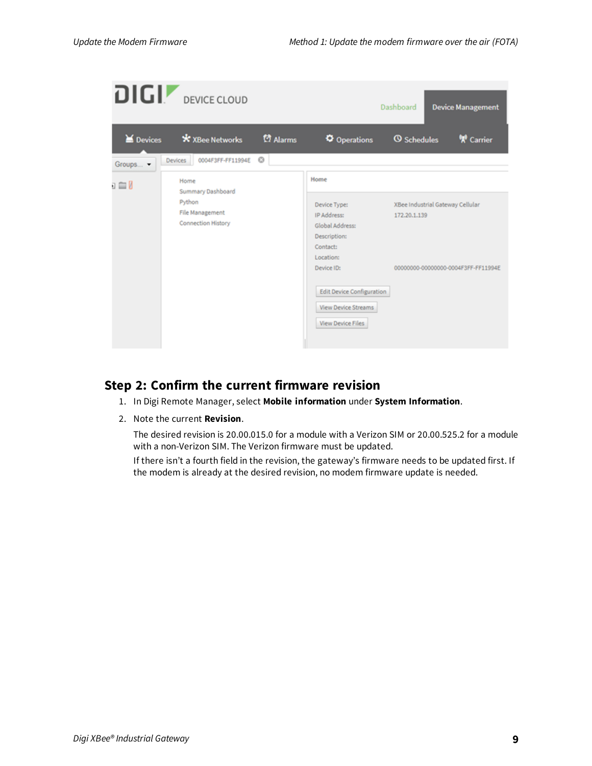## Step 2: Confirm the current firmware revision

1. In Digi Remote Manager, select **Mobile information** under **System Information**.
2. Note the current **Revision**.

   The desired revision is 20.00.015.0 for a module with a Verizon SIM or 20.00.525.2 for a module with a non-Verizon SIM. The Verizon firmware must be updated.

   If there isn't a fourth field in the revision, the gateway's firmware needs to be updated first. If the modem is already at the desired revision, no modem firmware update is needed.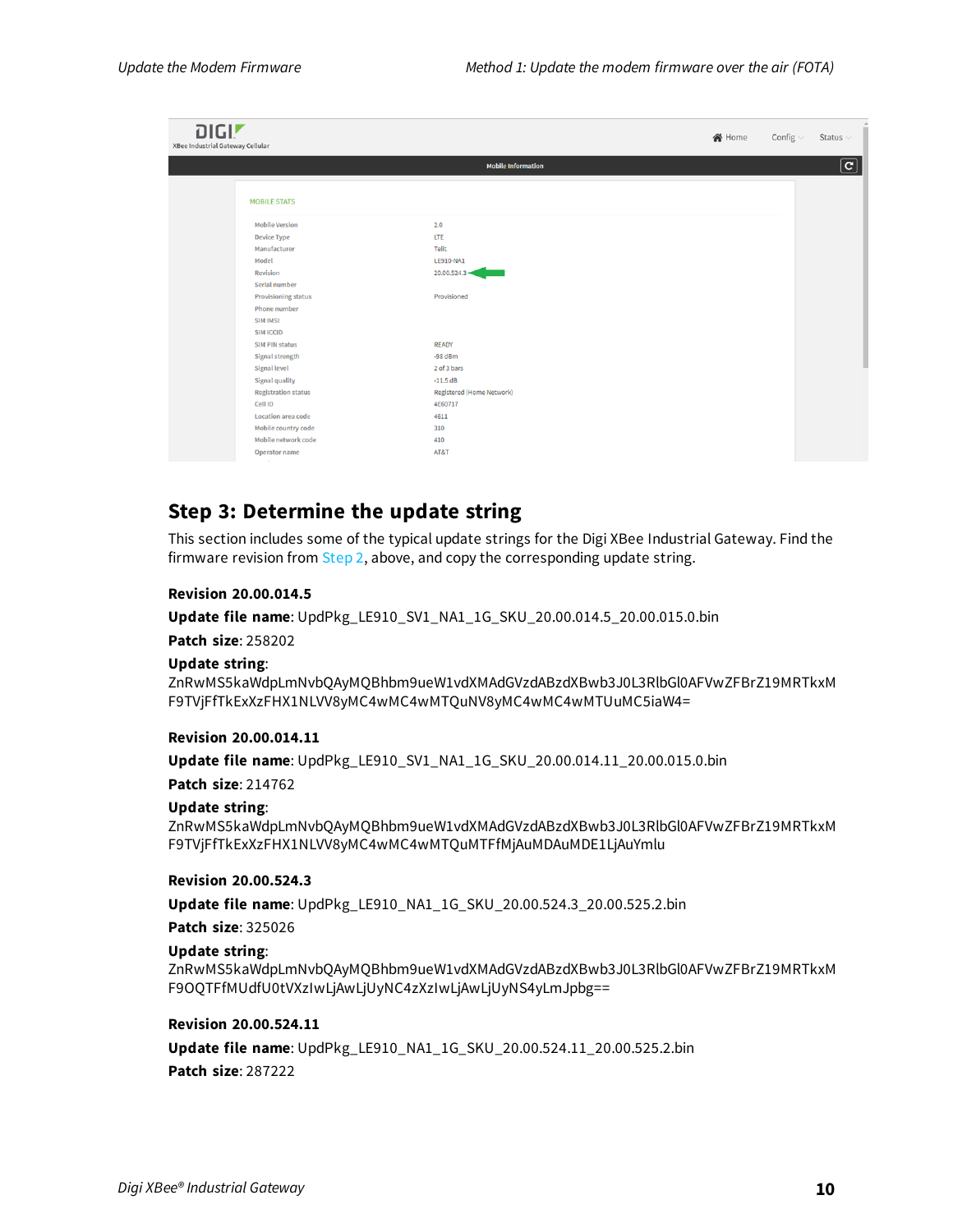## Step 3: Determine the update string

This section includes some of the typical update strings for the Digi XBee Industrial Gateway. Find the firmware revision from Step 2, above, and copy the corresponding update string.

#### Revision 20.00.014.5

**Update file name**: UpdPkg_LE910_SV1_NA1_1G_SKU_20.00.014.5_20.00.015.0.bin

**Patch size**: 258202

**Update string**:
ZnRwMS5kaWdpLmNvbQAyMQBhbm9ueW1vdXMAdGVzdABzdXBwb3J0L3RlbGl0AFVwZFBrZ19MRTkxMF9TVjFfTkExXzFHX1NLVV8yMC4wMC4wMTQuNV8yMC4wMC4wMTUuMC5iaW4=

#### Revision 20.00.014.11

**Update file name**: UpdPkg_LE910_SV1_NA1_1G_SKU_20.00.014.11_20.00.015.0.bin

**Patch size**: 214762

**Update string**:
ZnRwMS5kaWdpLmNvbQAyMQBhbm9ueW1vdXMAdGVzdABzdXBwb3J0L3RlbGl0AFVwZFBrZ19MRTkxMF9TVjFfTkExXzFHX1NLVV8yMC4wMC4wMTQuMTFfMjAuMDAuMDE1LjAuYmlu

#### Revision 20.00.524.3

**Update file name**: UpdPkg_LE910_NA1_1G_SKU_20.00.524.3_20.00.525.2.bin

**Patch size**: 325026

**Update string**:
ZnRwMS5kaWdpLmNvbQAyMQBhbm9ueW1vdXMAdGVzdABzdXBwb3J0L3RlbGl0AFVwZFBrZ19MRTkxMF9OQTFfMUdfU0tVXzIwLjAwLjUyNC4zXzIwLjAwLjUyNS4yLmJpbg==

#### Revision 20.00.524.11

**Update file name**: UpdPkg_LE910_NA1_1G_SKU_20.00.524.11_20.00.525.2.bin

**Patch size**: 287222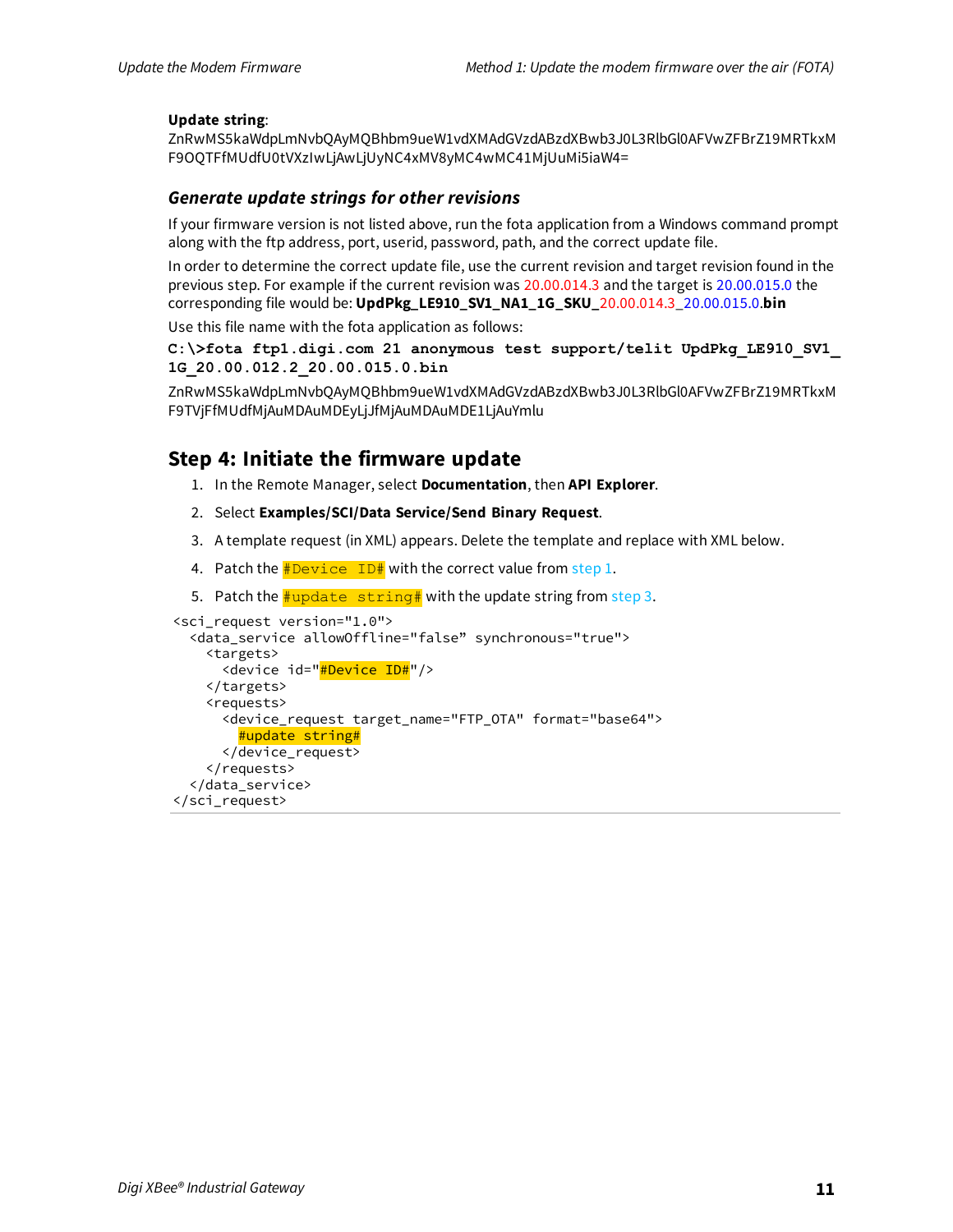**Update string**:
ZnRwMS5kaWdpLmNvbQAyMQBhbm9ueW1vdXMAdGVzdABzdXBwb3J0L3RlbGl0AFVwZFBrZ19MRTkxMF9OQTFfMUdfU0tVXzIwLjAwLjUyNC4xMV8yMC4wMC41MjUuMi5iaW4=

### *Generate update strings for other revisions*

If your firmware version is not listed above, run the fota application from a Windows command prompt along with the ftp address, port, userid, password, path, and the correct update file.

In order to determine the correct update file, use the current revision and target revision found in the previous step. For example if the current revision was 20.00.014.3 and the target is 20.00.015.0 the corresponding file would be: **UpdPkg_LE910_SV1_NA1_1G_SKU_**20.00.014.3_20.00.015.0**.bin**

Use this file name with the fota application as follows:

```
C:\>fota ftp1.digi.com 21 anonymous test support/telit UpdPkg_LE910_SV1_1G_20.00.012.2_20.00.015.0.bin
```

ZnRwMS5kaWdpLmNvbQAyMQBhbm9ueW1vdXMAdGVzdABzdXBwb3J0L3RlbGl0AFVwZFBrZ19MRTkxMF9TVjFfMUdfMjAuMDAuMDEyLjJfMjAuMDAuMDE1LjAuYmlu

## Step 4: Initiate the firmware update

1. In the Remote Manager, select **Documentation**, then **API Explorer**.
2. Select **Examples/SCI/Data Service/Send Binary Request**.
3. A template request (in XML) appears. Delete the template and replace with XML below.
4. Patch the `#Device ID#` with the correct value from step 1.
5. Patch the `#update string#` with the update string from step 3.

```
<sci_request version="1.0">
  <data_service allowOffline="false" synchronous="true">
    <targets>
      <device id="#Device ID#"/>
    </targets>
    <requests>
      <device_request target_name="FTP_OTA" format="base64">
        #update string#
      </device_request>
    </requests>
  </data_service>
</sci_request>
```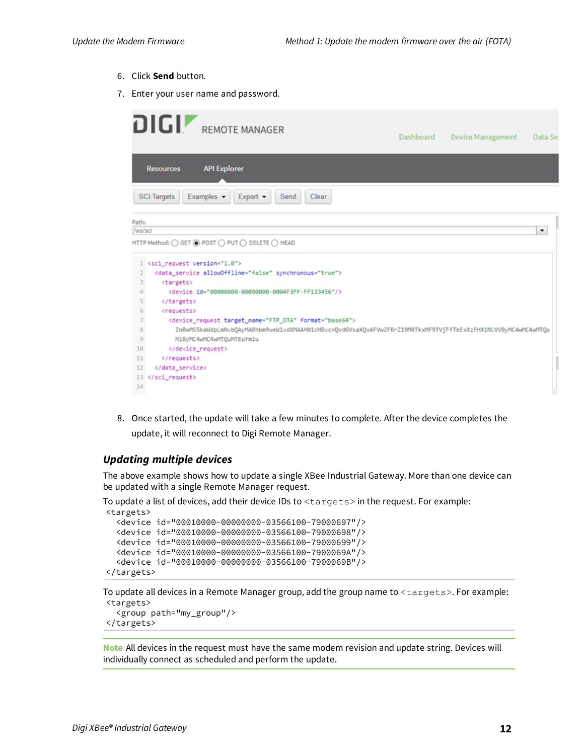6. Click **Send** button.
7. Enter your user name and password.

8. Once started, the update will take a few minutes to complete. After the device completes the update, it will reconnect to Digi Remote Manager.

### *Updating multiple devices*

The above example shows how to update a single XBee Industrial Gateway. More than one device can be updated with a single Remote Manager request.

To update a list of devices, add their device IDs to `<targets>` in the request. For example:

```
<targets>
  <device id="00010000-00000000-03566100-79000697"/>
  <device id="00010000-00000000-03566100-79000698"/>
  <device id="00010000-00000000-03566100-79000699"/>
  <device id="00010000-00000000-03566100-7900069A"/>
  <device id="00010000-00000000-03566100-7900069B"/>
</targets>
```

To update all devices in a Remote Manager group, add the group name to `<targets>`. For example:

```
<targets>
  <group path="my_group"/>
</targets>
```

**Note** All devices in the request must have the same modem revision and update string. Devices will individually connect as scheduled and perform the update.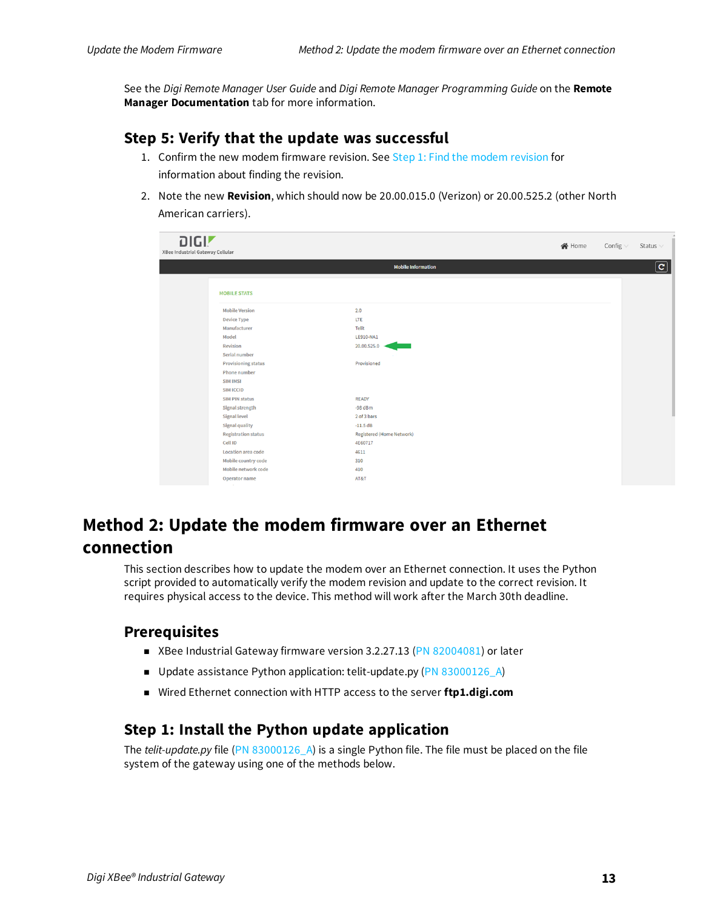See the *Digi Remote Manager User Guide* and *Digi Remote Manager Programming Guide* on the **Remote Manager Documentation** tab for more information.

### Step 5: Verify that the update was successful

1. Confirm the new modem firmware revision. See Step 1: Find the modem revision for information about finding the revision.
2. Note the new **Revision**, which should now be 20.00.015.0 (Verizon) or 20.00.525.2 (other North American carriers).

## Method 2: Update the modem firmware over an Ethernet connection

This section describes how to update the modem over an Ethernet connection. It uses the Python script provided to automatically verify the modem revision and update to the correct revision. It requires physical access to the device. This method will work after the March 30th deadline.

### Prerequisites

- XBee Industrial Gateway firmware version 3.2.27.13 (PN 82004081) or later
- Update assistance Python application: telit-update.py (PN 83000126_A)
- Wired Ethernet connection with HTTP access to the server **ftp1.digi.com**

### Step 1: Install the Python update application

The *telit-update.py* file (PN 83000126_A) is a single Python file. The file must be placed on the file system of the gateway using one of the methods below.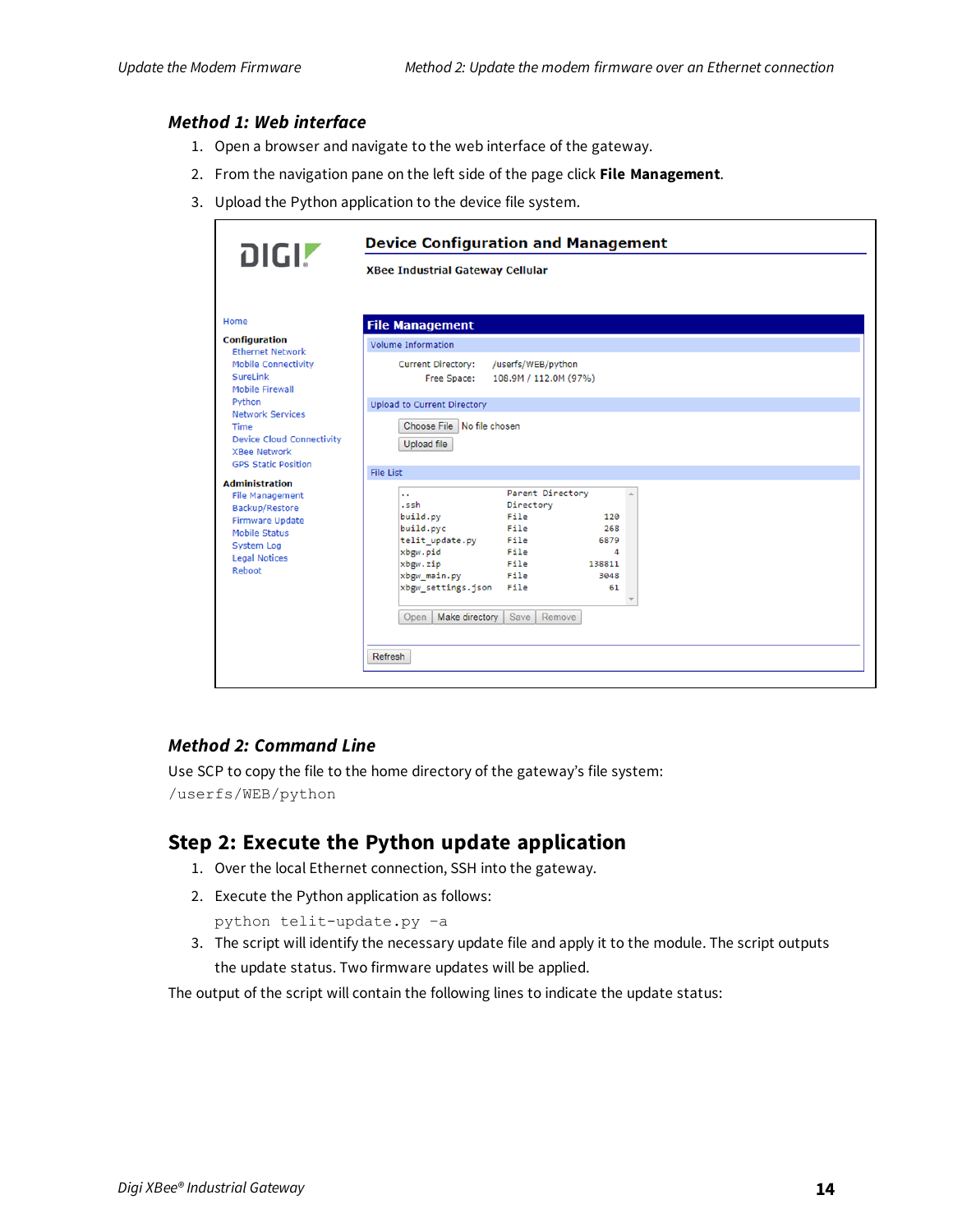### Method 1: Web interface

1. Open a browser and navigate to the web interface of the gateway.
2. From the navigation pane on the left side of the page click **File Management**.
3. Upload the Python application to the device file system.

### Method 2: Command Line

Use SCP to copy the file to the home directory of the gateway's file system:
`/userfs/WEB/python`

## Step 2: Execute the Python update application

1. Over the local Ethernet connection, SSH into the gateway.
2. Execute the Python application as follows:

   ```
   python telit-update.py -a
   ```

3. The script will identify the necessary update file and apply it to the module. The script outputs the update status. Two firmware updates will be applied.

The output of the script will contain the following lines to indicate the update status: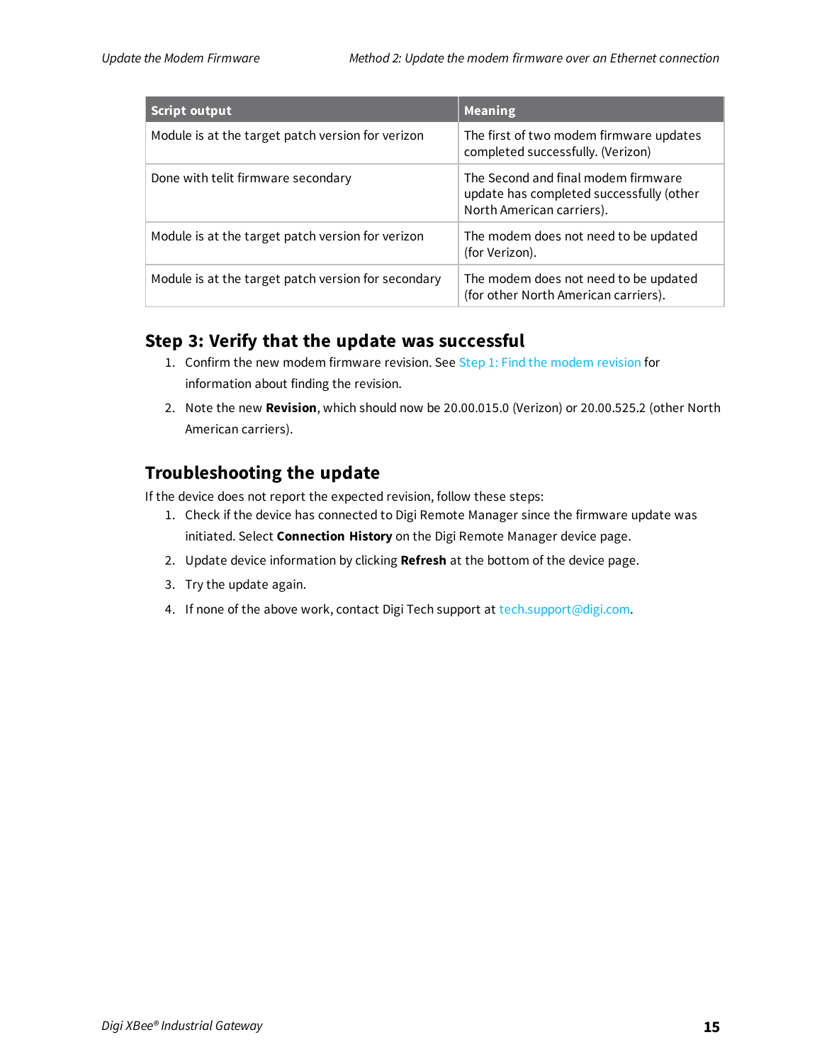| Script output | Meaning |
| --- | --- |
| Module is at the target patch version for verizon | The first of two modem firmware updates completed successfully. (Verizon) |
| Done with telit firmware secondary | The Second and final modem firmware update has completed successfully (other North American carriers). |
| Module is at the target patch version for verizon | The modem does not need to be updated (for Verizon). |
| Module is at the target patch version for secondary | The modem does not need to be updated (for other North American carriers). |

## Step 3: Verify that the update was successful

1. Confirm the new modem firmware revision. See Step 1: Find the modem revision for information about finding the revision.
2. Note the new **Revision**, which should now be 20.00.015.0 (Verizon) or 20.00.525.2 (other North American carriers).

## Troubleshooting the update

If the device does not report the expected revision, follow these steps:

1. Check if the device has connected to Digi Remote Manager since the firmware update was initiated. Select **Connection History** on the Digi Remote Manager device page.
2. Update device information by clicking **Refresh** at the bottom of the device page.
3. Try the update again.
4. If none of the above work, contact Digi Tech support at tech.support@digi.com.